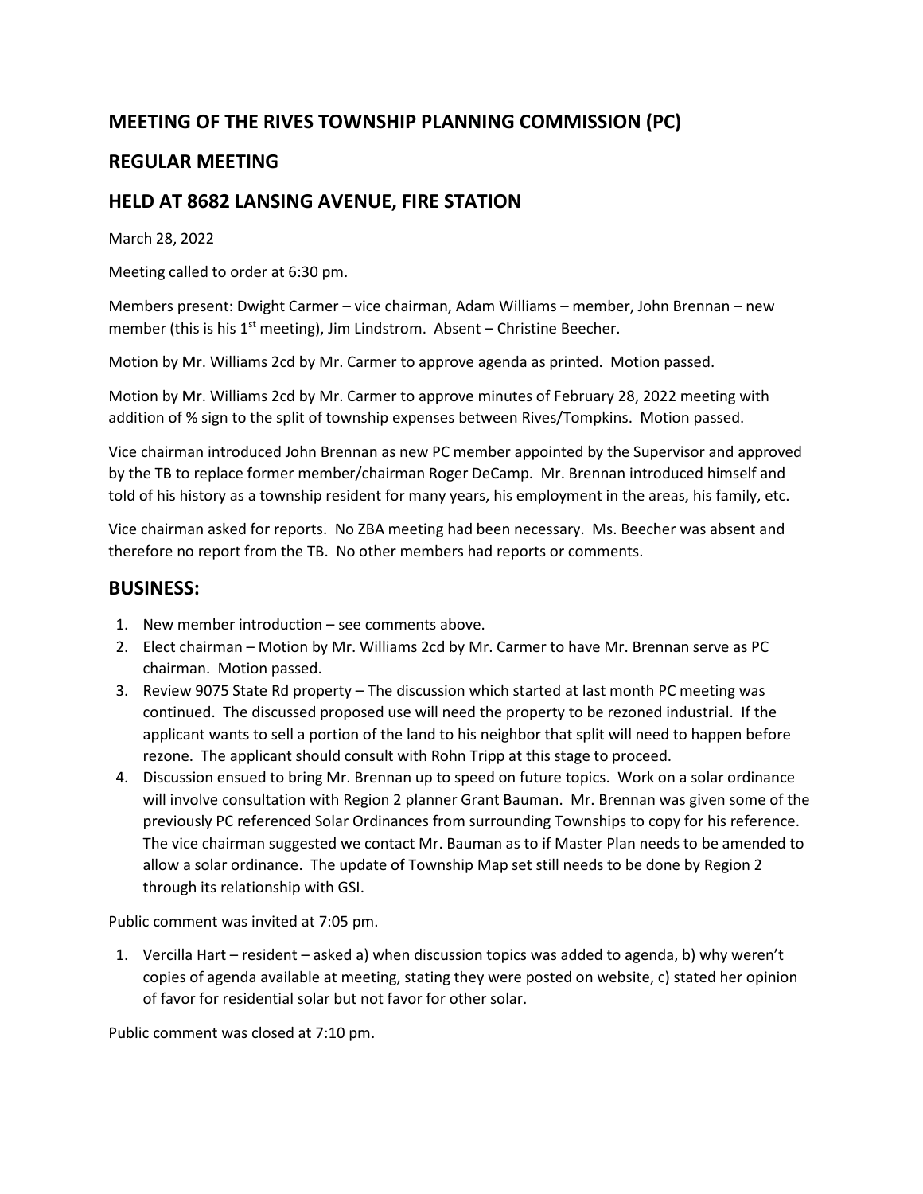## MEETING OF THE RIVES TOWNSHIP PLANNING COMMISSION (PC)

## REGULAR MEETING

## HELD AT 8682 LANSING AVENUE, FIRE STATION

March 28, 2022

Meeting called to order at 6:30 pm.

Members present: Dwight Carmer – vice chairman, Adam Williams – member, John Brennan – new member (this is his 1st meeting), Jim Lindstrom. Absent – Christine Beecher.

Motion by Mr. Williams 2cd by Mr. Carmer to approve agenda as printed. Motion passed.

Motion by Mr. Williams 2cd by Mr. Carmer to approve minutes of February 28, 2022 meeting with addition of % sign to the split of township expenses between Rives/Tompkins. Motion passed.

Vice chairman introduced John Brennan as new PC member appointed by the Supervisor and approved by the TB to replace former member/chairman Roger DeCamp. Mr. Brennan introduced himself and told of his history as a township resident for many years, his employment in the areas, his family, etc.

Vice chairman asked for reports. No ZBA meeting had been necessary. Ms. Beecher was absent and therefore no report from the TB. No other members had reports or comments.

## BUSINESS:

1. New member introduction – see comments above.
2. Elect chairman – Motion by Mr. Williams 2cd by Mr. Carmer to have Mr. Brennan serve as PC chairman. Motion passed.
3. Review 9075 State Rd property – The discussion which started at last month PC meeting was continued. The discussed proposed use will need the property to be rezoned industrial. If the applicant wants to sell a portion of the land to his neighbor that split will need to happen before rezone. The applicant should consult with Rohn Tripp at this stage to proceed.
4. Discussion ensued to bring Mr. Brennan up to speed on future topics. Work on a solar ordinance will involve consultation with Region 2 planner Grant Bauman. Mr. Brennan was given some of the previously PC referenced Solar Ordinances from surrounding Townships to copy for his reference. The vice chairman suggested we contact Mr. Bauman as to if Master Plan needs to be amended to allow a solar ordinance. The update of Township Map set still needs to be done by Region 2 through its relationship with GSI.

Public comment was invited at 7:05 pm.

1. Vercilla Hart – resident – asked a) when discussion topics was added to agenda, b) why weren't copies of agenda available at meeting, stating they were posted on website, c) stated her opinion of favor for residential solar but not favor for other solar.

Public comment was closed at 7:10 pm.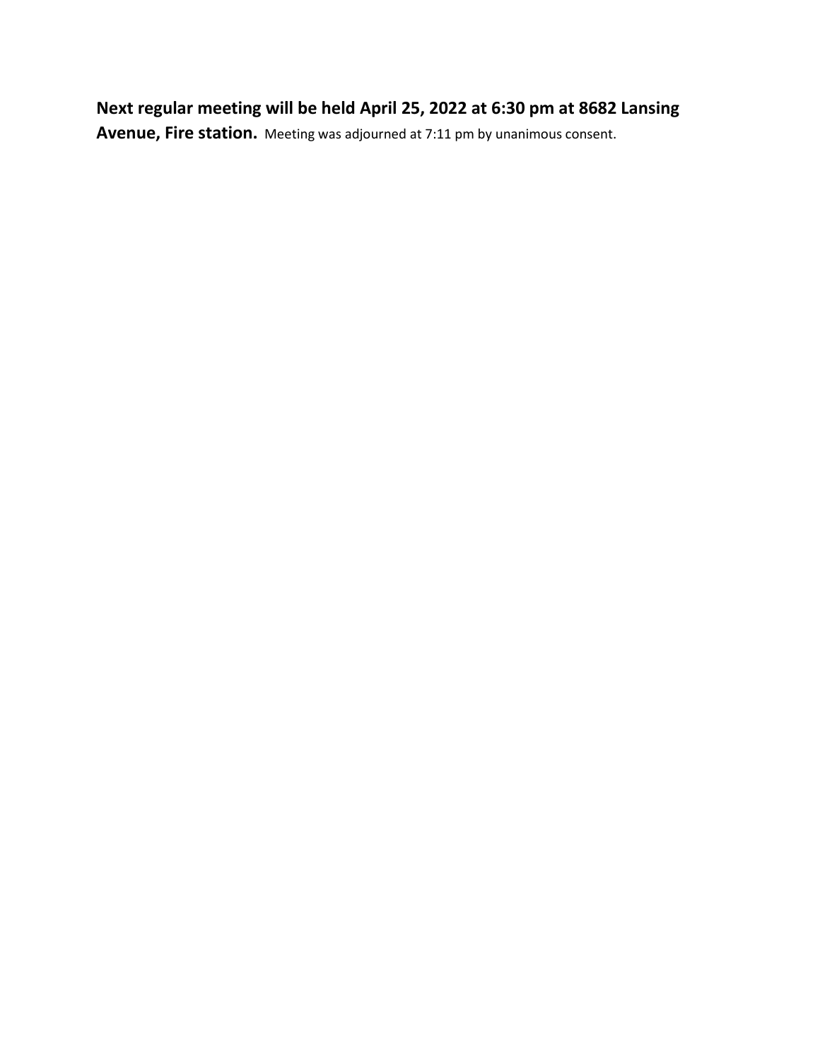**Next regular meeting will be held April 25, 2022 at 6:30 pm at 8682 Lansing Avenue, Fire station.** Meeting was adjourned at 7:11 pm by unanimous consent.